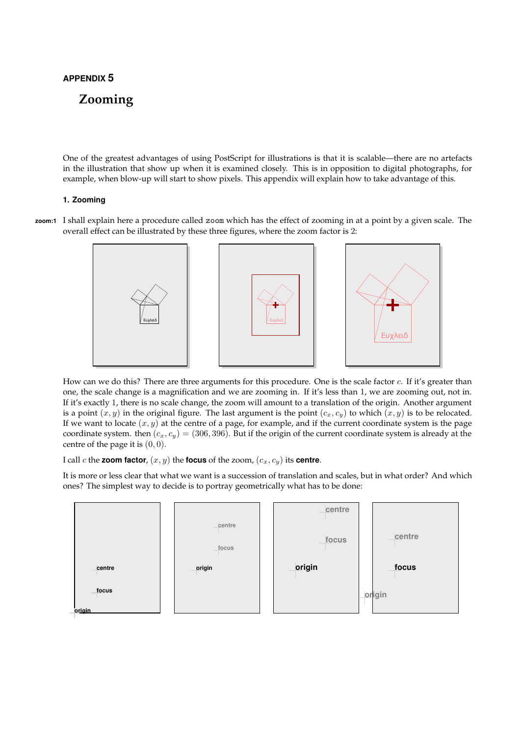APPENDIX 5

# Zooming

One of the greatest advantages of using PostScript for illustrations is that it is scalable—there are no artefacts in the illustration that show up when it is examined closely. This is in opposition to digital photographs, for example, when blow-up will start to show pixels. This appendix will explain how to take advantage of this.

## 1. Zooming

**zoom:1** I shall explain here a procedure called `zoom` which has the effect of zooming in at a point by a given scale. The overall effect can be illustrated by these three figures, where the zoom factor is 2:

How can we do this? There are three arguments for this procedure. One is the scale factor $c$. If it's greater than one, the scale change is a magnification and we are zooming in. If it's less than 1, we are zooming out, not in. If it's exactly 1, there is no scale change, the zoom will amount to a translation of the origin. Another argument is a point $(x, y)$ in the original figure. The last argument is the point $(c_x, c_y)$ to which $(x, y)$ is to be relocated. If we want to locate $(x, y)$ at the centre of a page, for example, and if the current coordinate system is the page coordinate system. then $(c_x, c_y) = (306, 396)$. But if the origin of the current coordinate system is already at the centre of the page it is $(0, 0)$.

I call $c$ the **zoom factor**, $(x, y)$ the **focus** of the zoom, $(c_x, c_y)$ its **centre**.

It is more or less clear that what we want is a succession of translation and scales, but in what order? And which ones? The simplest way to decide is to portray geometrically what has to be done: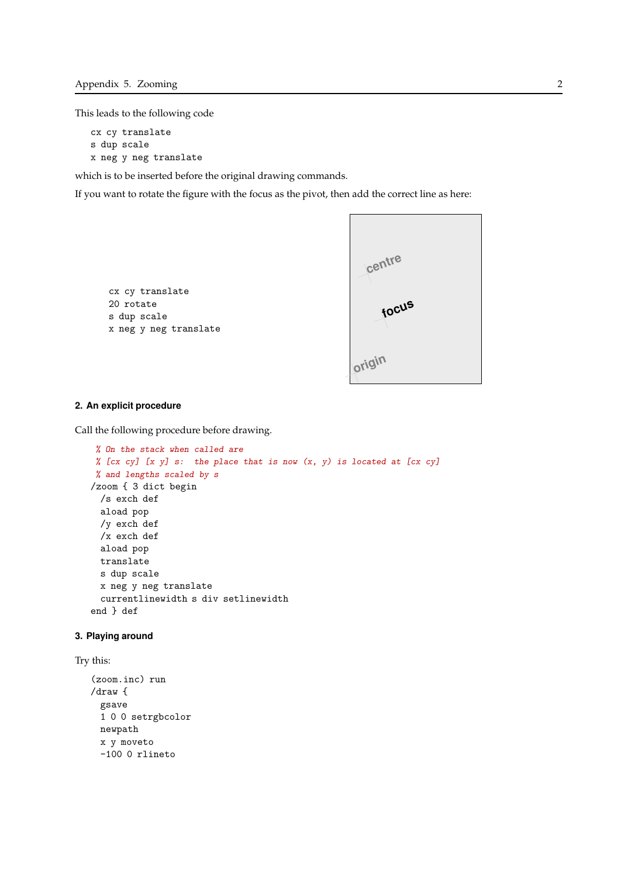This leads to the following code

```
cx cy translate
s dup scale
x neg y neg translate
```

which is to be inserted before the original drawing commands.

If you want to rotate the figure with the focus as the pivot, then add the correct line as here:

```
cx cy translate
20 rotate
s dup scale
x neg y neg translate
```

## 2. An explicit procedure

Call the following procedure before drawing.

```
% On the stack when called are
% [cx cy] [x y] s:  the place that is now (x, y) is located at [cx cy]
% and lengths scaled by s
/zoom { 3 dict begin
  /s exch def
  aload pop
  /y exch def
  /x exch def
  aload pop
  translate
  s dup scale
  x neg y neg translate
  currentlinewidth s div setlinewidth
end } def
```

## 3. Playing around

Try this:

```
(zoom.inc) run
/draw {
  gsave
  1 0 0 setrgbcolor
  newpath
  x y moveto
  -100 0 rlineto
```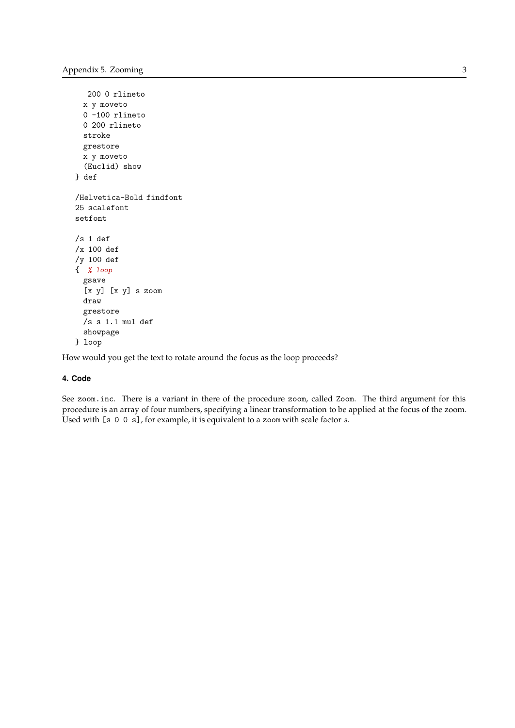```
    200 0 rlineto
   x y moveto
   0 -100 rlineto
   0 200 rlineto
   stroke
   grestore
   x y moveto
   (Euclid) show
} def

/Helvetica-Bold findfont
25 scalefont
setfont

/s 1 def
/x 100 def
/y 100 def
{  % loop
   gsave
   [x y] [x y] s zoom
   draw
   grestore
   /s s 1.1 mul def
   showpage
} loop
```

How would you get the text to rotate around the focus as the loop proceeds?

#### 4. Code

See `zoom.inc`. There is a variant in there of the procedure `zoom`, called `Zoom`. The third argument for this procedure is an array of four numbers, specifying a linear transformation to be applied at the focus of the zoom. Used with `[s 0 0 s]`, for example, it is equivalent to a `zoom` with scale factor $s$.